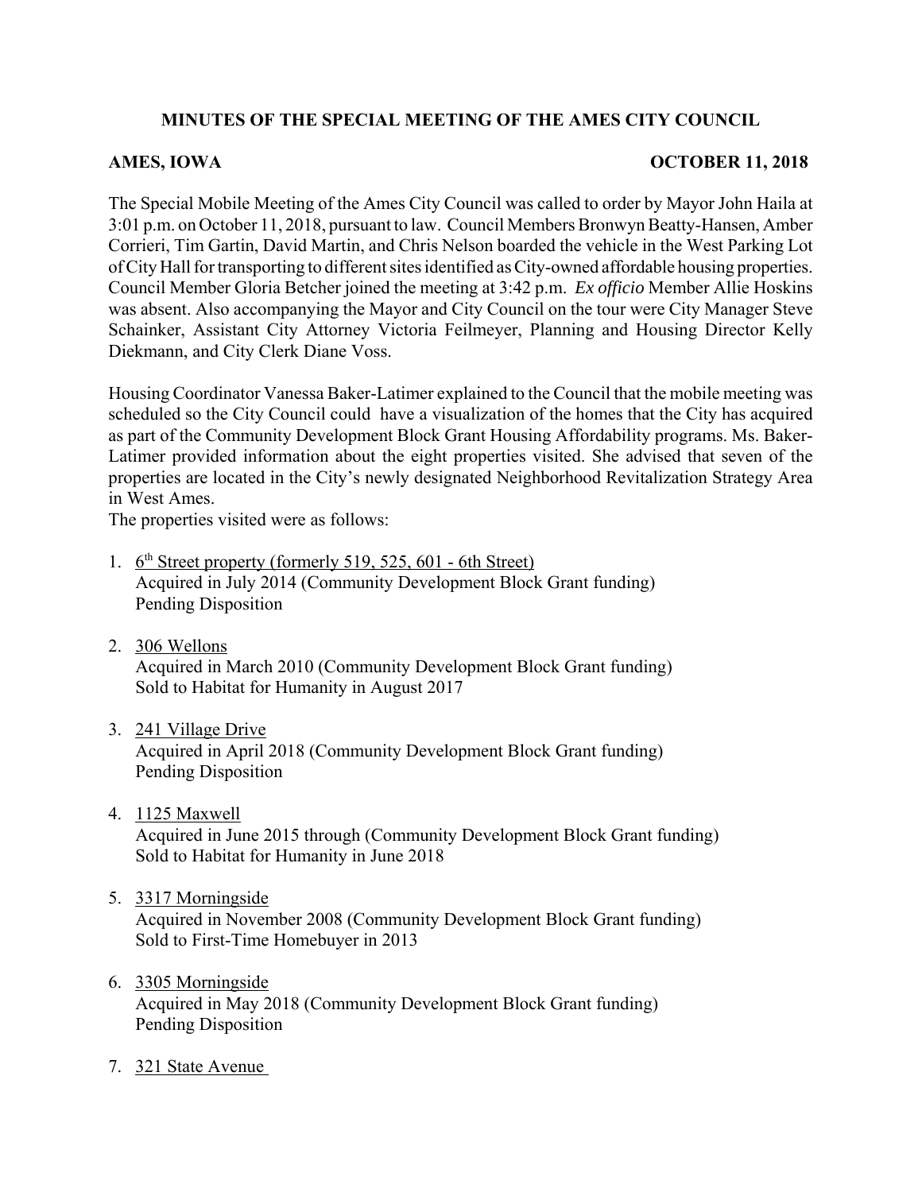# MINUTES OF THE SPECIAL MEETING OF THE AMES CITY COUNCIL

**AMES, IOWA** **OCTOBER 11, 2018**

The Special Mobile Meeting of the Ames City Council was called to order by Mayor John Haila at 3:01 p.m. on October 11, 2018, pursuant to law. Council Members Bronwyn Beatty-Hansen, Amber Corrieri, Tim Gartin, David Martin, and Chris Nelson boarded the vehicle in the West Parking Lot of City Hall for transporting to different sites identified as City-owned affordable housing properties. Council Member Gloria Betcher joined the meeting at 3:42 p.m. *Ex officio* Member Allie Hoskins was absent. Also accompanying the Mayor and City Council on the tour were City Manager Steve Schainker, Assistant City Attorney Victoria Feilmeyer, Planning and Housing Director Kelly Diekmann, and City Clerk Diane Voss.

Housing Coordinator Vanessa Baker-Latimer explained to the Council that the mobile meeting was scheduled so the City Council could have a visualization of the homes that the City has acquired as part of the Community Development Block Grant Housing Affordability programs. Ms. Baker-Latimer provided information about the eight properties visited. She advised that seven of the properties are located in the City's newly designated Neighborhood Revitalization Strategy Area in West Ames.

The properties visited were as follows:

1. 6th Street property (formerly 519, 525, 601 - 6th Street)
   Acquired in July 2014 (Community Development Block Grant funding)
   Pending Disposition

2. 306 Wellons
   Acquired in March 2010 (Community Development Block Grant funding)
   Sold to Habitat for Humanity in August 2017

3. 241 Village Drive
   Acquired in April 2018 (Community Development Block Grant funding)
   Pending Disposition

4. 1125 Maxwell
   Acquired in June 2015 through (Community Development Block Grant funding)
   Sold to Habitat for Humanity in June 2018

5. 3317 Morningside
   Acquired in November 2008 (Community Development Block Grant funding)
   Sold to First-Time Homebuyer in 2013

6. 3305 Morningside
   Acquired in May 2018 (Community Development Block Grant funding)
   Pending Disposition

7. 321 State Avenue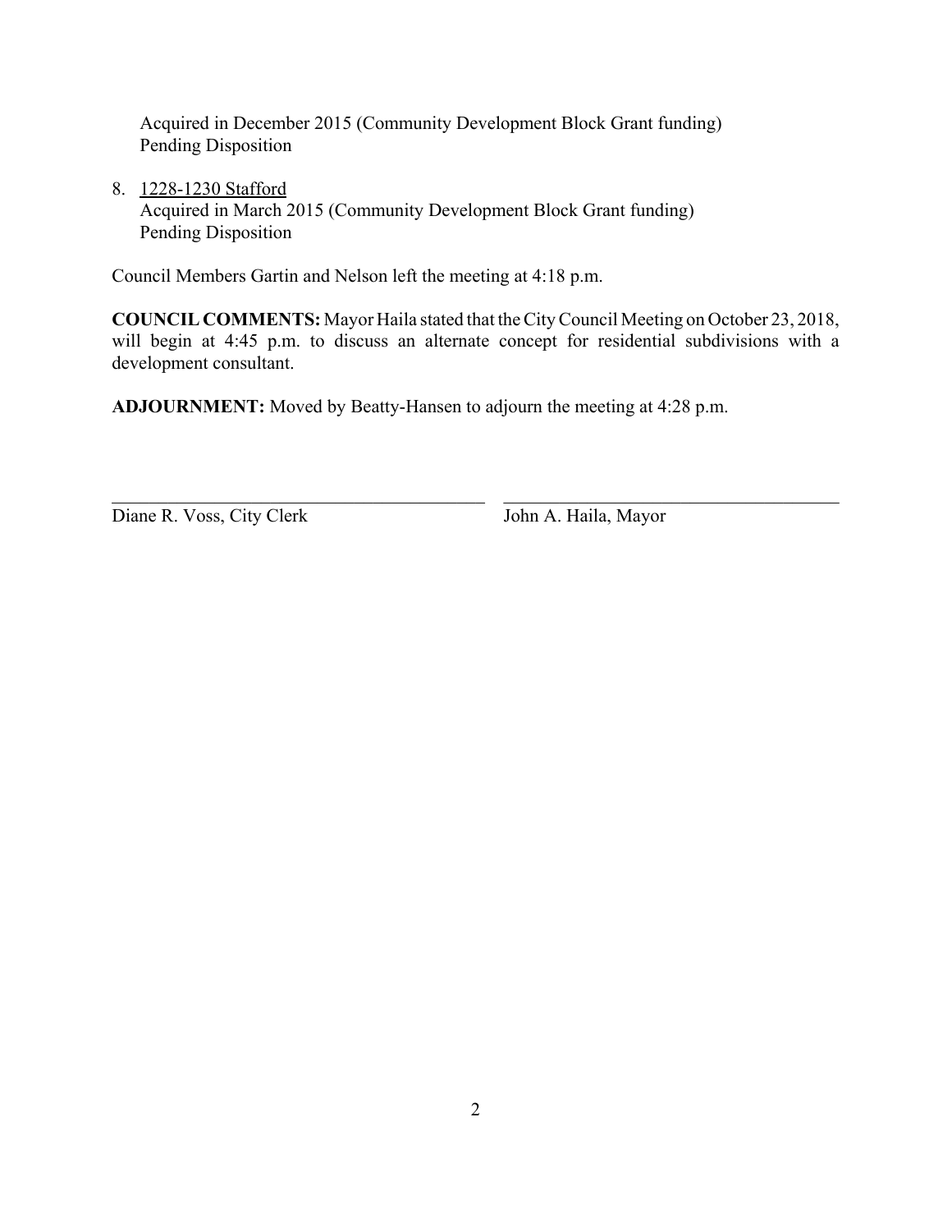Acquired in December 2015 (Community Development Block Grant funding)
Pending Disposition

8. 1228-1230 Stafford
   Acquired in March 2015 (Community Development Block Grant funding)
   Pending Disposition

Council Members Gartin and Nelson left the meeting at 4:18 p.m.

**COUNCIL COMMENTS:** Mayor Haila stated that the City Council Meeting on October 23, 2018, will begin at 4:45 p.m. to discuss an alternate concept for residential subdivisions with a development consultant.

**ADJOURNMENT:** Moved by Beatty-Hansen to adjourn the meeting at 4:28 p.m.

\_\_\_\_\_\_\_\_\_\_\_\_\_\_\_\_\_\_\_\_\_\_\_\_\_\_\_\_\_\_\_\_\_\_\_\_\_\_\_\_
Diane R. Voss, City Clerk

\_\_\_\_\_\_\_\_\_\_\_\_\_\_\_\_\_\_\_\_\_\_\_\_\_\_\_\_\_\_\_\_\_\_\_\_\_\_\_\_
John A. Haila, Mayor